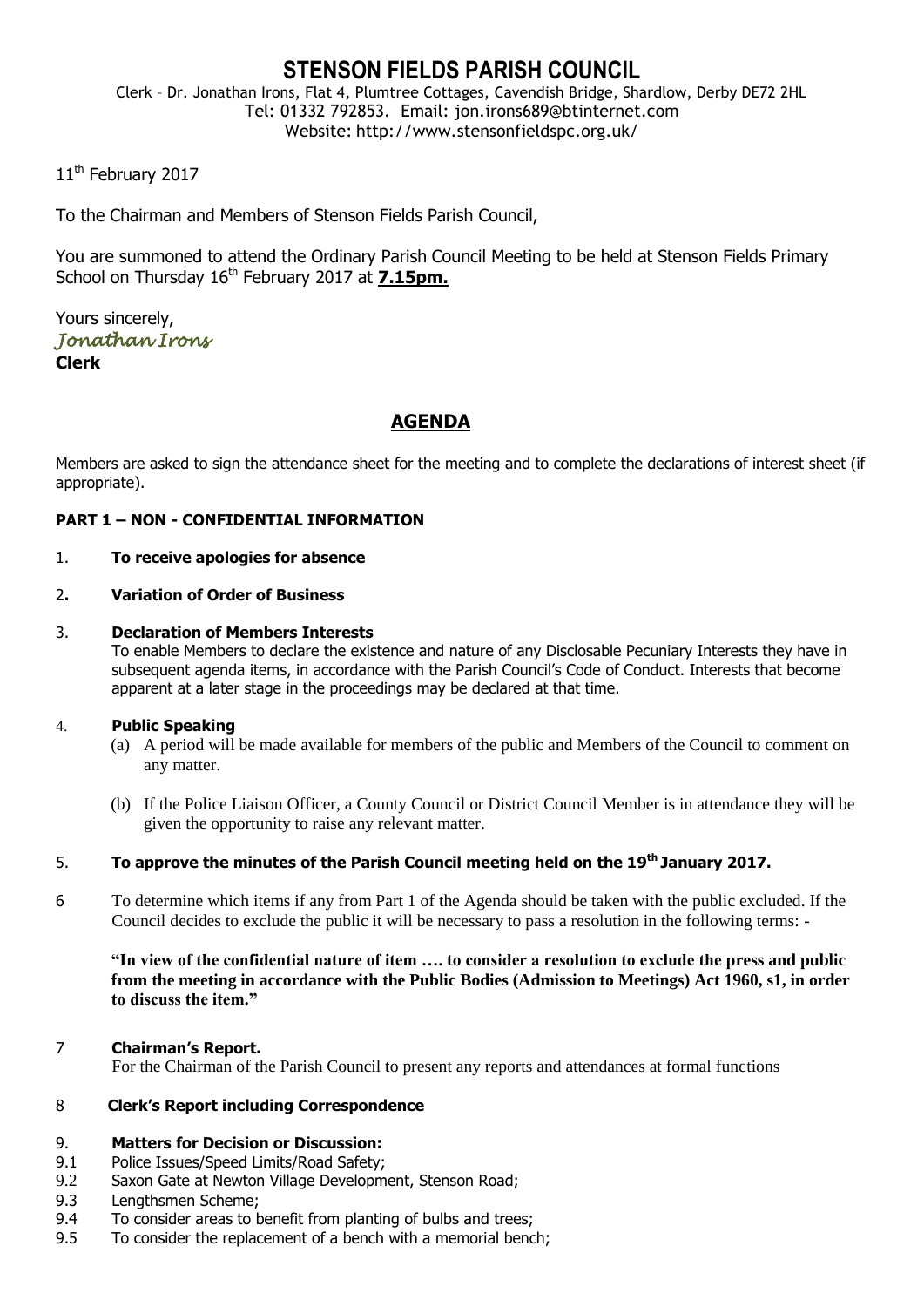# STENSON FIELDS PARISH COUNCIL

Clerk – Dr. Jonathan Irons, Flat 4, Plumtree Cottages, Cavendish Bridge, Shardlow, Derby DE72 2HL
Tel: 01332 792853. Email: jon.irons689@btinternet.com
Website: http://www.stensonfieldspc.org.uk/

11th February 2017

To the Chairman and Members of Stenson Fields Parish Council,

You are summoned to attend the Ordinary Parish Council Meeting to be held at Stenson Fields Primary School on Thursday 16th February 2017 at **7.15pm.**

Yours sincerely,
*Jonathan Irons*
**Clerk**

## AGENDA

Members are asked to sign the attendance sheet for the meeting and to complete the declarations of interest sheet (if appropriate).

**PART 1 – NON - CONFIDENTIAL INFORMATION**

1. **To receive apologies for absence**

2. **Variation of Order of Business**

3. **Declaration of Members Interests**
   To enable Members to declare the existence and nature of any Disclosable Pecuniary Interests they have in subsequent agenda items, in accordance with the Parish Council's Code of Conduct. Interests that become apparent at a later stage in the proceedings may be declared at that time.

4. **Public Speaking**
   (a) A period will be made available for members of the public and Members of the Council to comment on any matter.
   (b) If the Police Liaison Officer, a County Council or District Council Member is in attendance they will be given the opportunity to raise any relevant matter.

5. **To approve the minutes of the Parish Council meeting held on the 19th January 2017.**

6. To determine which items if any from Part 1 of the Agenda should be taken with the public excluded. If the Council decides to exclude the public it will be necessary to pass a resolution in the following terms: -

   **"In view of the confidential nature of item …. to consider a resolution to exclude the press and public from the meeting in accordance with the Public Bodies (Admission to Meetings) Act 1960, s1, in order to discuss the item."**

7. **Chairman's Report.**
   For the Chairman of the Parish Council to present any reports and attendances at formal functions

8. **Clerk's Report including Correspondence**

9. **Matters for Decision or Discussion:**

9.1 Police Issues/Speed Limits/Road Safety;
9.2 Saxon Gate at Newton Village Development, Stenson Road;
9.3 Lengthsmen Scheme;
9.4 To consider areas to benefit from planting of bulbs and trees;
9.5 To consider the replacement of a bench with a memorial bench;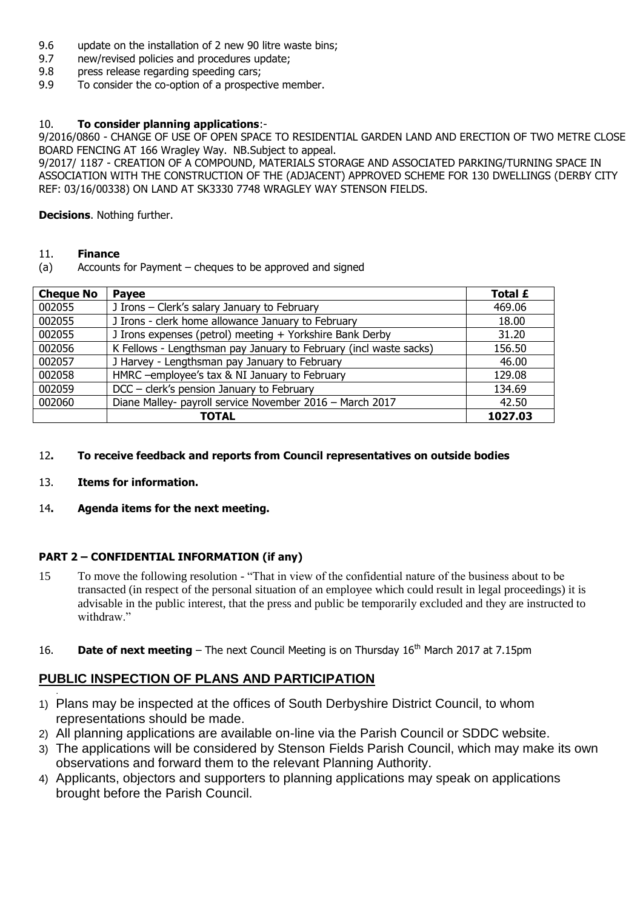9.6 update on the installation of 2 new 90 litre waste bins;
9.7 new/revised policies and procedures update;
9.8 press release regarding speeding cars;
9.9 To consider the co-option of a prospective member.

10. **To consider planning applications**:-

9/2016/0860 - CHANGE OF USE OF OPEN SPACE TO RESIDENTIAL GARDEN LAND AND ERECTION OF TWO METRE CLOSE BOARD FENCING AT 166 Wragley Way. NB.Subject to appeal.

9/2017/ 1187 - CREATION OF A COMPOUND, MATERIALS STORAGE AND ASSOCIATED PARKING/TURNING SPACE IN ASSOCIATION WITH THE CONSTRUCTION OF THE (ADJACENT) APPROVED SCHEME FOR 130 DWELLINGS (DERBY CITY REF: 03/16/00338) ON LAND AT SK3330 7748 WRAGLEY WAY STENSON FIELDS.

**Decisions**. Nothing further.

11. **Finance**

(a) Accounts for Payment – cheques to be approved and signed

| Cheque No | Payee | Total £ |
|---|---|---|
| 002055 | J Irons – Clerk's salary January to February | 469.06 |
| 002055 | J Irons - clerk home allowance January to February | 18.00 |
| 002055 | J Irons expenses (petrol) meeting + Yorkshire Bank Derby | 31.20 |
| 002056 | K Fellows - Lengthsman pay January to February (incl waste sacks) | 156.50 |
| 002057 | J Harvey - Lengthsman pay January to February | 46.00 |
| 002058 | HMRC –employee's tax & NI January to February | 129.08 |
| 002059 | DCC – clerk's pension January to February | 134.69 |
| 002060 | Diane Malley- payroll service November 2016 – March 2017 | 42.50 |
| | **TOTAL** | **1027.03** |

12. **To receive feedback and reports from Council representatives on outside bodies**

13. **Items for information.**

14. **Agenda items for the next meeting.**

**PART 2 – CONFIDENTIAL INFORMATION (if any)**

15 To move the following resolution - "That in view of the confidential nature of the business about to be transacted (in respect of the personal situation of an employee which could result in legal proceedings) it is advisable in the public interest, that the press and public be temporarily excluded and they are instructed to withdraw."

16. **Date of next meeting** – The next Council Meeting is on Thursday 16th March 2017 at 7.15pm

## PUBLIC INSPECTION OF PLANS AND PARTICIPATION

1) Plans may be inspected at the offices of South Derbyshire District Council, to whom representations should be made.
2) All planning applications are available on-line via the Parish Council or SDDC website.
3) The applications will be considered by Stenson Fields Parish Council, which may make its own observations and forward them to the relevant Planning Authority.
4) Applicants, objectors and supporters to planning applications may speak on applications brought before the Parish Council.